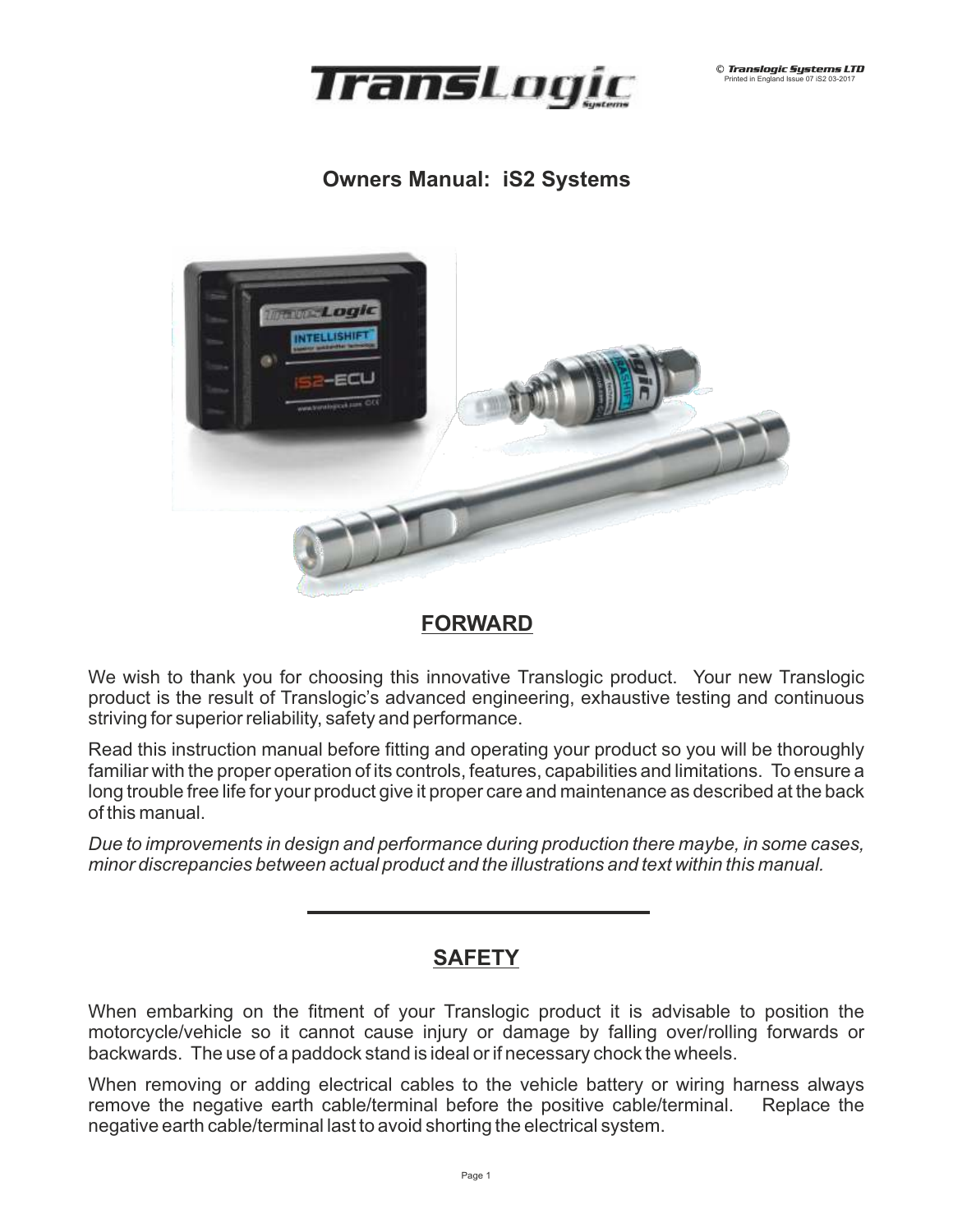© Translogic Systems LTD
Printed in England Issue 07 iS2 03-2017

# Owners Manual: iS2 Systems

## FORWARD

We wish to thank you for choosing this innovative Translogic product. Your new Translogic product is the result of Translogic's advanced engineering, exhaustive testing and continuous striving for superior reliability, safety and performance.

Read this instruction manual before fitting and operating your product so you will be thoroughly familiar with the proper operation of its controls, features, capabilities and limitations. To ensure a long trouble free life for your product give it proper care and maintenance as described at the back of this manual.

*Due to improvements in design and performance during production there maybe, in some cases, minor discrepancies between actual product and the illustrations and text within this manual.*

---

## SAFETY

When embarking on the fitment of your Translogic product it is advisable to position the motorcycle/vehicle so it cannot cause injury or damage by falling over/rolling forwards or backwards. The use of a paddock stand is ideal or if necessary chock the wheels.

When removing or adding electrical cables to the vehicle battery or wiring harness always remove the negative earth cable/terminal before the positive cable/terminal. Replace the negative earth cable/terminal last to avoid shorting the electrical system.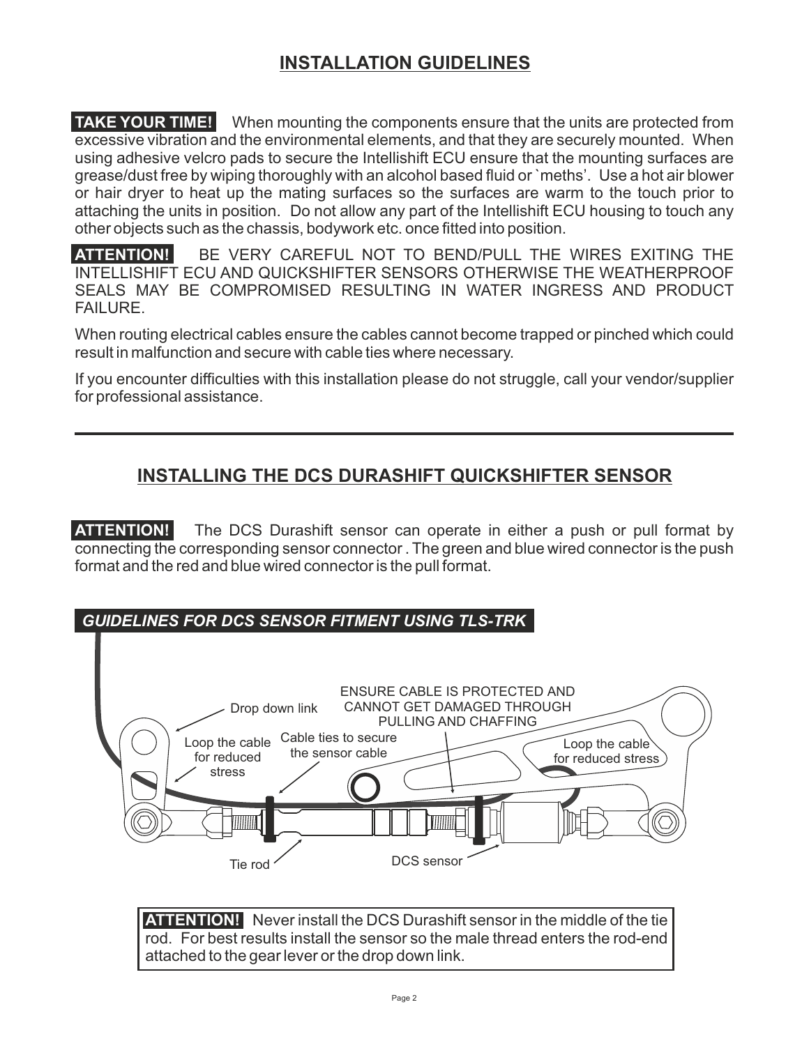## INSTALLATION GUIDELINES

**TAKE YOUR TIME!** When mounting the components ensure that the units are protected from excessive vibration and the environmental elements, and that they are securely mounted. When using adhesive velcro pads to secure the Intellishift ECU ensure that the mounting surfaces are grease/dust free by wiping thoroughly with an alcohol based fluid or `meths'. Use a hot air blower or hair dryer to heat up the mating surfaces so the surfaces are warm to the touch prior to attaching the units in position. Do not allow any part of the Intellishift ECU housing to touch any other objects such as the chassis, bodywork etc. once fitted into position.

**ATTENTION!** BE VERY CAREFUL NOT TO BEND/PULL THE WIRES EXITING THE INTELLISHIFT ECU AND QUICKSHIFTER SENSORS OTHERWISE THE WEATHERPROOF SEALS MAY BE COMPROMISED RESULTING IN WATER INGRESS AND PRODUCT FAILURE.

When routing electrical cables ensure the cables cannot become trapped or pinched which could result in malfunction and secure with cable ties where necessary.

If you encounter difficulties with this installation please do not struggle, call your vendor/supplier for professional assistance.

---

## INSTALLING THE DCS DURASHIFT QUICKSHIFTER SENSOR

**ATTENTION!** The DCS Durashift sensor can operate in either a push or pull format by connecting the corresponding sensor connector . The green and blue wired connector is the push format and the red and blue wired connector is the pull format.

***GUIDELINES FOR DCS SENSOR FITMENT USING TLS-TRK***

Drop down link

ENSURE CABLE IS PROTECTED AND CANNOT GET DAMAGED THROUGH PULLING AND CHAFFING

Loop the cable for reduced stress

Cable ties to secure the sensor cable

Loop the cable for reduced stress

Tie rod

DCS sensor

**ATTENTION!** Never install the DCS Durashift sensor in the middle of the tie rod. For best results install the sensor so the male thread enters the rod-end attached to the gear lever or the drop down link.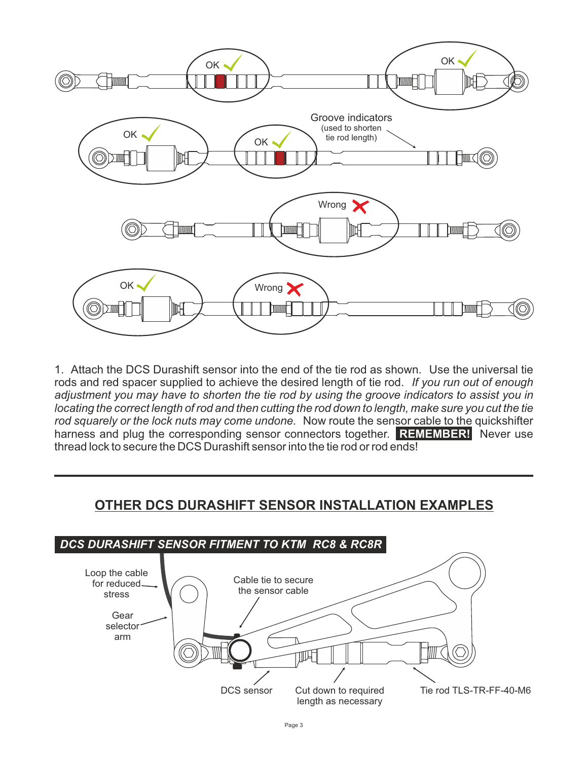1. Attach the DCS Durashift sensor into the end of the tie rod as shown. Use the universal tie rods and red spacer supplied to achieve the desired length of tie rod. *If you run out of enough adjustment you may have to shorten the tie rod by using the groove indicators to assist you in locating the correct length of rod and then cutting the rod down to length, make sure you cut the tie rod squarely or the lock nuts may come undone.* Now route the sensor cable to the quickshifter harness and plug the corresponding sensor connectors together. **REMEMBER!** Never use thread lock to secure the DCS Durashift sensor into the tie rod or rod ends!

---

## OTHER DCS DURASHIFT SENSOR INSTALLATION EXAMPLES

### *DCS DURASHIFT SENSOR FITMENT TO KTM RC8 & RC8R*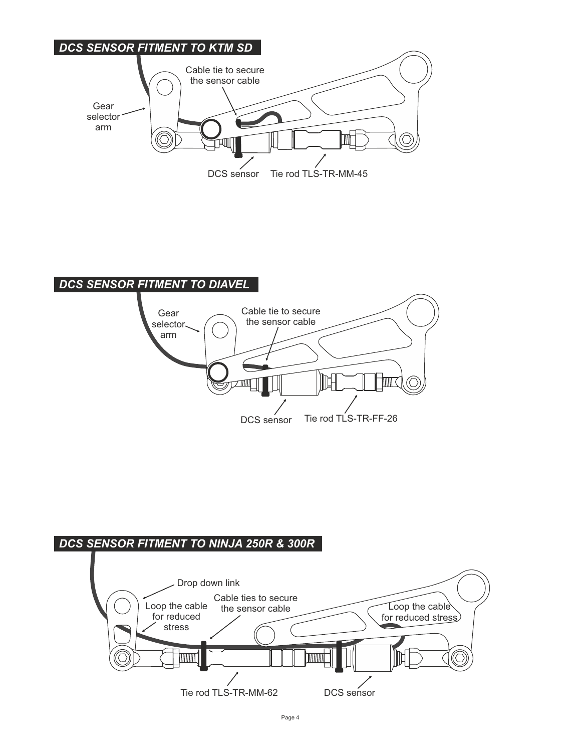## DCS SENSOR FITMENT TO KTM SD

Gear selector arm

Cable tie to secure the sensor cable

DCS sensor

Tie rod TLS-TR-MM-45

## DCS SENSOR FITMENT TO DIAVEL

Gear selector arm

Cable tie to secure the sensor cable

DCS sensor

Tie rod TLS-TR-FF-26

## DCS SENSOR FITMENT TO NINJA 250R & 300R

Drop down link

Loop the cable for reduced stress

Cable ties to secure the sensor cable

Loop the cable for reduced stress

Tie rod TLS-TR-MM-62

DCS sensor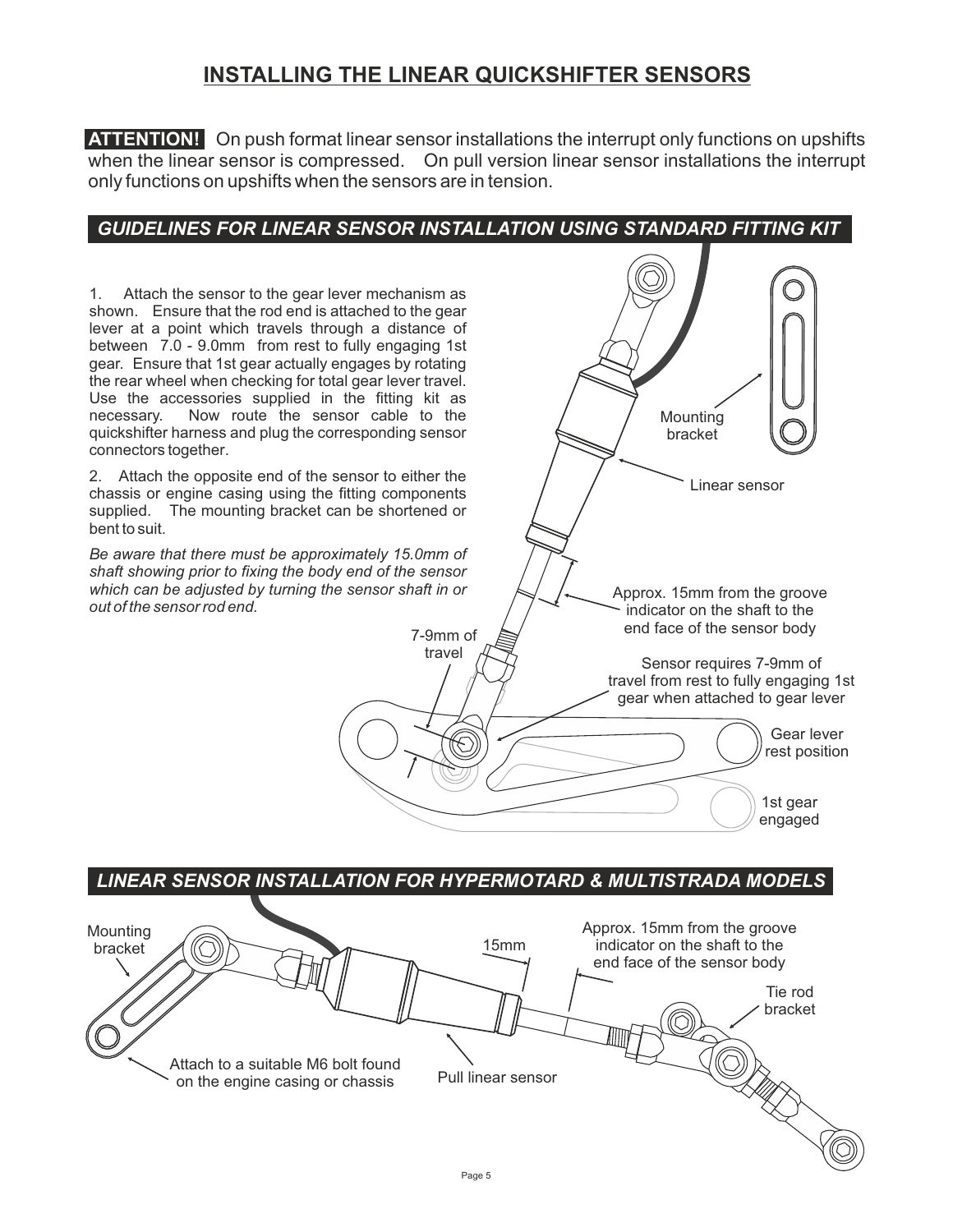# INSTALLING THE LINEAR QUICKSHIFTER SENSORS

**ATTENTION!** On push format linear sensor installations the interrupt only functions on upshifts when the linear sensor is compressed. On pull version linear sensor installations the interrupt only functions on upshifts when the sensors are in tension.

## *GUIDELINES FOR LINEAR SENSOR INSTALLATION USING STANDARD FITTING KIT*

1. Attach the sensor to the gear lever mechanism as shown. Ensure that the rod end is attached to the gear lever at a point which travels through a distance of between 7.0 - 9.0mm from rest to fully engaging 1st gear. Ensure that 1st gear actually engages by rotating the rear wheel when checking for total gear lever travel. Use the accessories supplied in the fitting kit as necessary. Now route the sensor cable to the quickshifter harness and plug the corresponding sensor connectors together.

2. Attach the opposite end of the sensor to either the chassis or engine casing using the fitting components supplied. The mounting bracket can be shortened or bent to suit.

*Be aware that there must be approximately 15.0mm of shaft showing prior to fixing the body end of the sensor which can be adjusted by turning the sensor shaft in or out of the sensor rod end.*

Mounting bracket

Linear sensor

Approx. 15mm from the groove indicator on the shaft to the end face of the sensor body

7-9mm of travel

Sensor requires 7-9mm of travel from rest to fully engaging 1st gear when attached to gear lever

Gear lever rest position

1st gear engaged

## *LINEAR SENSOR INSTALLATION FOR HYPERMOTARD & MULTISTRADA MODELS*

Mounting bracket

15mm

Approx. 15mm from the groove indicator on the shaft to the end face of the sensor body

Tie rod bracket

Attach to a suitable M6 bolt found on the engine casing or chassis

Pull linear sensor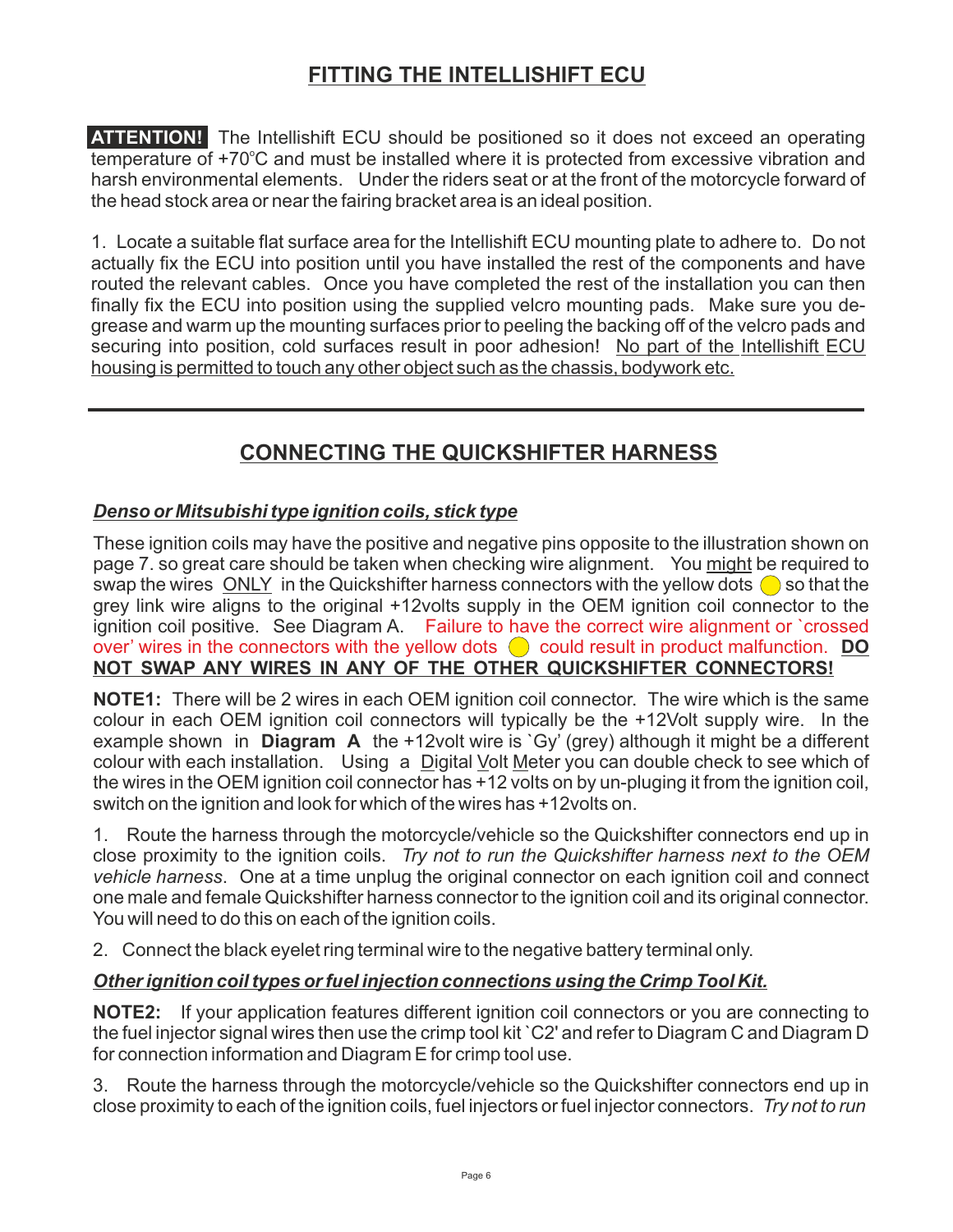## FITTING THE INTELLISHIFT ECU

**ATTENTION!** The Intellishift ECU should be positioned so it does not exceed an operating temperature of +70°C and must be installed where it is protected from excessive vibration and harsh environmental elements. Under the riders seat or at the front of the motorcycle forward of the head stock area or near the fairing bracket area is an ideal position.

1. Locate a suitable flat surface area for the Intellishift ECU mounting plate to adhere to. Do not actually fix the ECU into position until you have installed the rest of the components and have routed the relevant cables. Once you have completed the rest of the installation you can then finally fix the ECU into position using the supplied velcro mounting pads. Make sure you de-grease and warm up the mounting surfaces prior to peeling the backing off of the velcro pads and securing into position, cold surfaces result in poor adhesion! No part of the Intellishift ECU housing is permitted to touch any other object such as the chassis, bodywork etc.

---

## CONNECTING THE QUICKSHIFTER HARNESS

***Denso or Mitsubishi type ignition coils, stick type***

These ignition coils may have the positive and negative pins opposite to the illustration shown on page 7. so great care should be taken when checking wire alignment. You might be required to swap the wires ONLY in the Quickshifter harness connectors with the yellow dots so that the grey link wire aligns to the original +12volts supply in the OEM ignition coil connector to the ignition coil positive. See Diagram A. Failure to have the correct wire alignment or `crossed over' wires in the connectors with the yellow dots could result in product malfunction. **DO NOT SWAP ANY WIRES IN ANY OF THE OTHER QUICKSHIFTER CONNECTORS!**

**NOTE1:** There will be 2 wires in each OEM ignition coil connector. The wire which is the same colour in each OEM ignition coil connectors will typically be the +12Volt supply wire. In the example shown in **Diagram A** the +12volt wire is `Gy' (grey) although it might be a different colour with each installation. Using a Digital Volt Meter you can double check to see which of the wires in the OEM ignition coil connector has +12 volts on by un-pluging it from the ignition coil, switch on the ignition and look for which of the wires has +12volts on.

1. Route the harness through the motorcycle/vehicle so the Quickshifter connectors end up in close proximity to the ignition coils. *Try not to run the Quickshifter harness next to the OEM vehicle harness*. One at a time unplug the original connector on each ignition coil and connect one male and female Quickshifter harness connector to the ignition coil and its original connector. You will need to do this on each of the ignition coils.

2. Connect the black eyelet ring terminal wire to the negative battery terminal only.

***Other ignition coil types or fuel injection connections using the Crimp Tool Kit.***

**NOTE2:** If your application features different ignition coil connectors or you are connecting to the fuel injector signal wires then use the crimp tool kit `C2' and refer to Diagram C and Diagram D for connection information and Diagram E for crimp tool use.

3. Route the harness through the motorcycle/vehicle so the Quickshifter connectors end up in close proximity to each of the ignition coils, fuel injectors or fuel injector connectors. *Try not to run*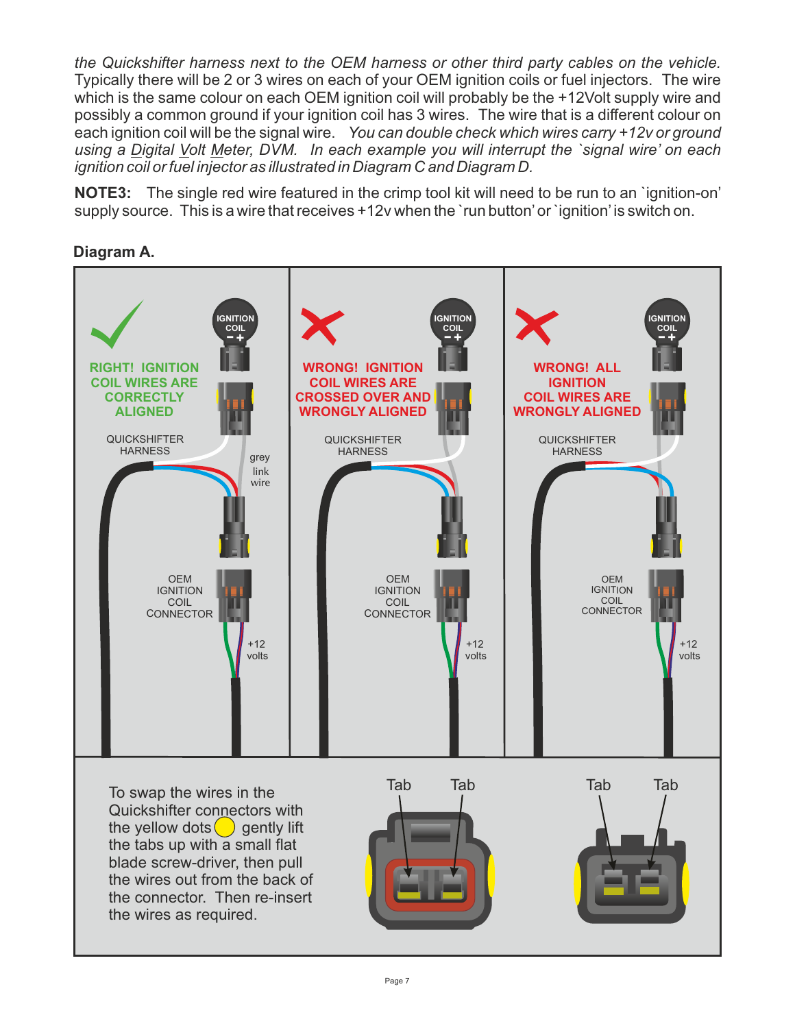*the Quickshifter harness next to the OEM harness or other third party cables on the vehicle.* Typically there will be 2 or 3 wires on each of your OEM ignition coils or fuel injectors. The wire which is the same colour on each OEM ignition coil will probably be the +12Volt supply wire and possibly a common ground if your ignition coil has 3 wires. The wire that is a different colour on each ignition coil will be the signal wire. *You can double check which wires carry +12v or ground using a Digital Volt Meter, DVM. In each example you will interrupt the `signal wire' on each ignition coil or fuel injector as illustrated in Diagram C and Diagram D.*

**NOTE3:** The single red wire featured in the crimp tool kit will need to be run to an `ignition-on' supply source. This is a wire that receives +12v when the `run button' or `ignition' is switch on.

## Diagram A.

RIGHT! IGNITION COIL WIRES ARE CORRECTLY ALIGNED

IGNITION COIL − +

QUICKSHIFTER HARNESS

grey link wire

OEM IGNITION COIL CONNECTOR

+12 volts

WRONG! IGNITION COIL WIRES ARE CROSSED OVER AND WRONGLY ALIGNED

IGNITION COIL − +

QUICKSHIFTER HARNESS

OEM IGNITION COIL CONNECTOR

+12 volts

WRONG! ALL IGNITION COIL WIRES ARE WRONGLY ALIGNED

IGNITION COIL − +

QUICKSHIFTER HARNESS

OEM IGNITION COIL CONNECTOR

+12 volts

To swap the wires in the Quickshifter connectors with the yellow dots gently lift the tabs up with a small flat blade screw-driver, then pull the wires out from the back of the connector. Then re-insert the wires as required.

Tab Tab

Tab Tab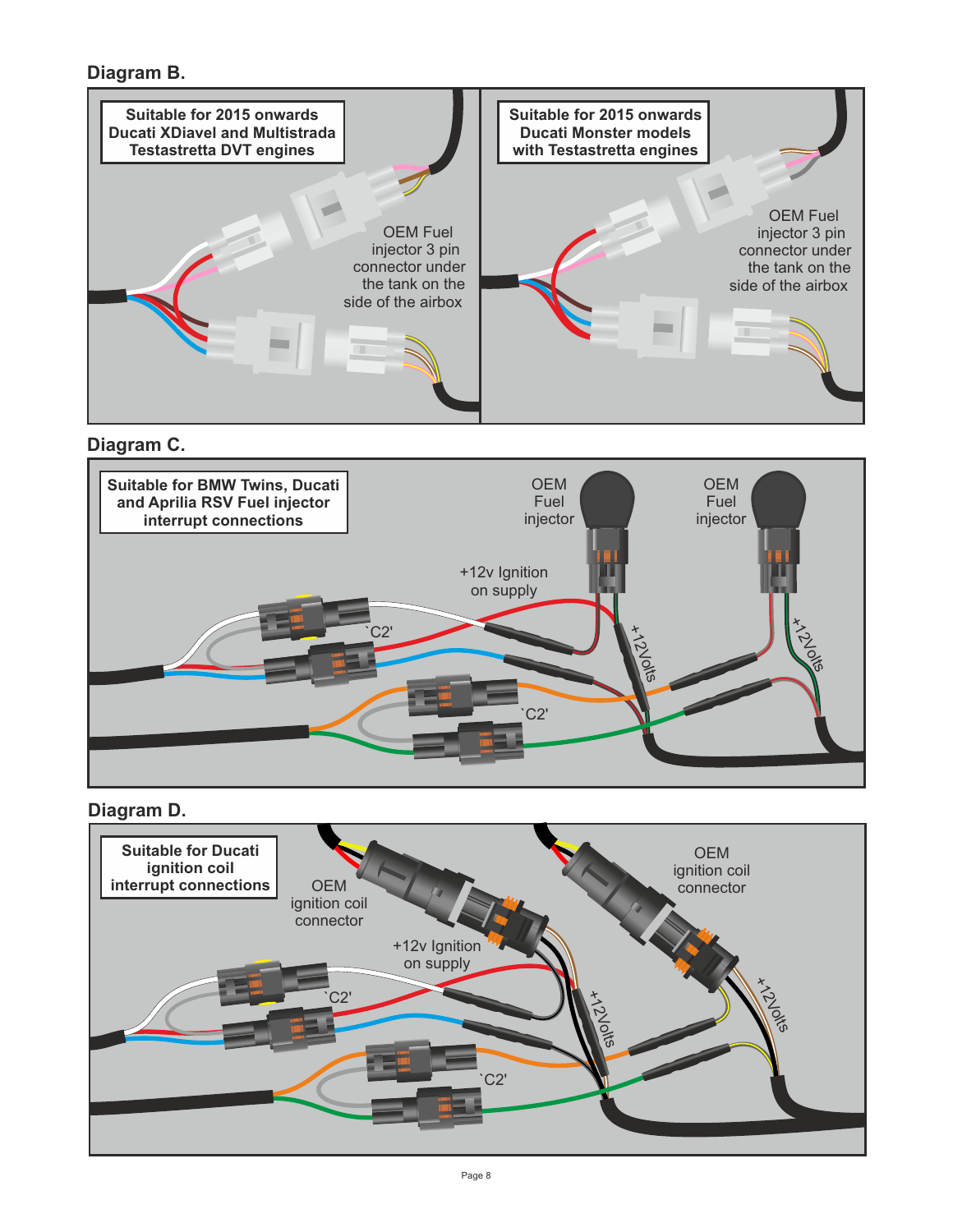## Diagram B.

**Suitable for 2015 onwards Ducati XDiavel and Multistrada Testastretta DVT engines**

OEM Fuel injector 3 pin connector under the tank on the side of the airbox

**Suitable for 2015 onwards Ducati Monster models with Testastretta engines**

OEM Fuel injector 3 pin connector under the tank on the side of the airbox

## Diagram C.

**Suitable for BMW Twins, Ducati and Aprilia RSV Fuel injector interrupt connections**

OEM Fuel injector

OEM Fuel injector

+12v Ignition on supply

`C2'

`C2'

+12Volts

+12Volts

## Diagram D.

**Suitable for Ducati ignition coil interrupt connections**

OEM ignition coil connector

OEM ignition coil connector

+12v Ignition on supply

`C2'

`C2'

+12Volts

+12Volts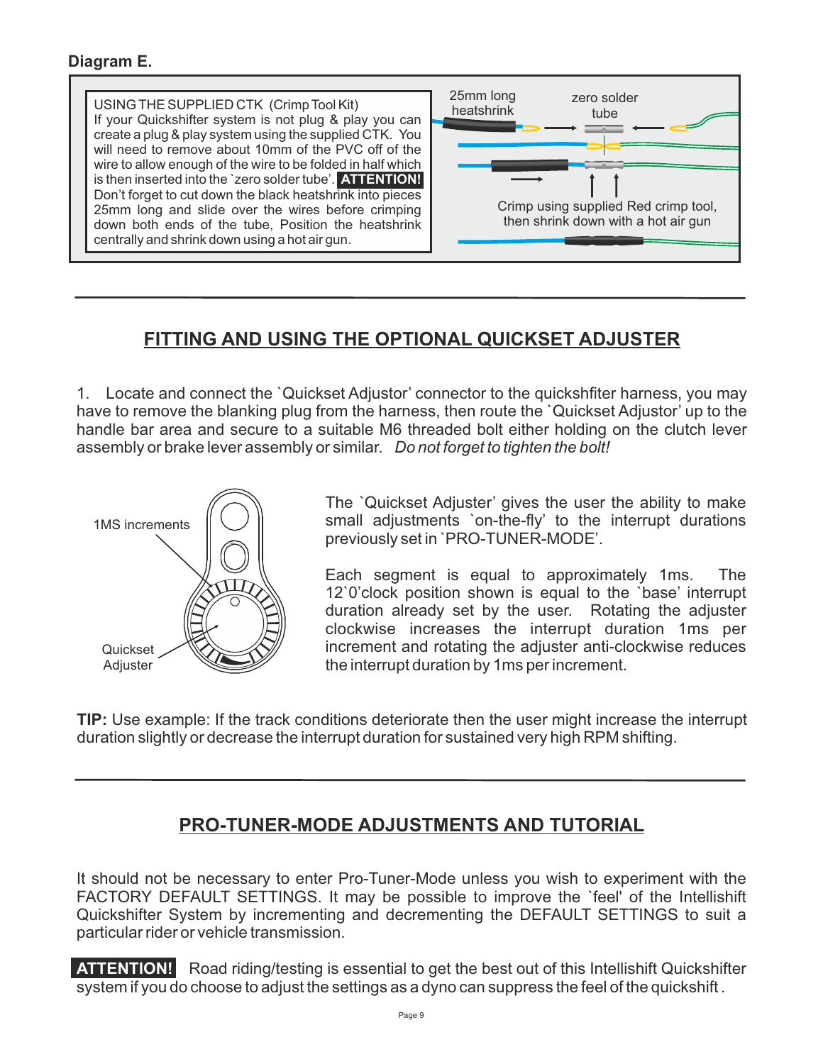**Diagram E.**

USING THE SUPPLIED CTK (Crimp Tool Kit)
If your Quickshifter system is not plug & play you can create a plug & play system using the supplied CTK. You will need to remove about 10mm of the PVC off of the wire to allow enough of the wire to be folded in half which is then inserted into the `zero solder tube'. **ATTENTION!** Don't forget to cut down the black heatshrink into pieces 25mm long and slide over the wires before crimping down both ends of the tube, Position the heatshrink centrally and shrink down using a hot air gun.

25mm long heatshrink

zero solder tube

Crimp using supplied Red crimp tool, then shrink down with a hot air gun

## FITTING AND USING THE OPTIONAL QUICKSET ADJUSTER

1. Locate and connect the `Quickset Adjustor' connector to the quickshfiter harness, you may have to remove the blanking plug from the harness, then route the `Quickset Adjustor' up to the handle bar area and secure to a suitable M6 threaded bolt either holding on the clutch lever assembly or brake lever assembly or similar. *Do not forget to tighten the bolt!*

1MS increments

Quickset Adjuster

The `Quickset Adjuster' gives the user the ability to make small adjustments `on-the-fly' to the interrupt durations previously set in `PRO-TUNER-MODE'.

Each segment is equal to approximately 1ms. The 12`0'clock position shown is equal to the `base' interrupt duration already set by the user. Rotating the adjuster clockwise increases the interrupt duration 1ms per increment and rotating the adjuster anti-clockwise reduces the interrupt duration by 1ms per increment.

**TIP:** Use example: If the track conditions deteriorate then the user might increase the interrupt duration slightly or decrease the interrupt duration for sustained very high RPM shifting.

## PRO-TUNER-MODE ADJUSTMENTS AND TUTORIAL

It should not be necessary to enter Pro-Tuner-Mode unless you wish to experiment with the FACTORY DEFAULT SETTINGS. It may be possible to improve the `feel' of the Intellishift Quickshifter System by incrementing and decrementing the DEFAULT SETTINGS to suit a particular rider or vehicle transmission.

**ATTENTION!** Road riding/testing is essential to get the best out of this Intellishift Quickshifter system if you do choose to adjust the settings as a dyno can suppress the feel of the quickshift .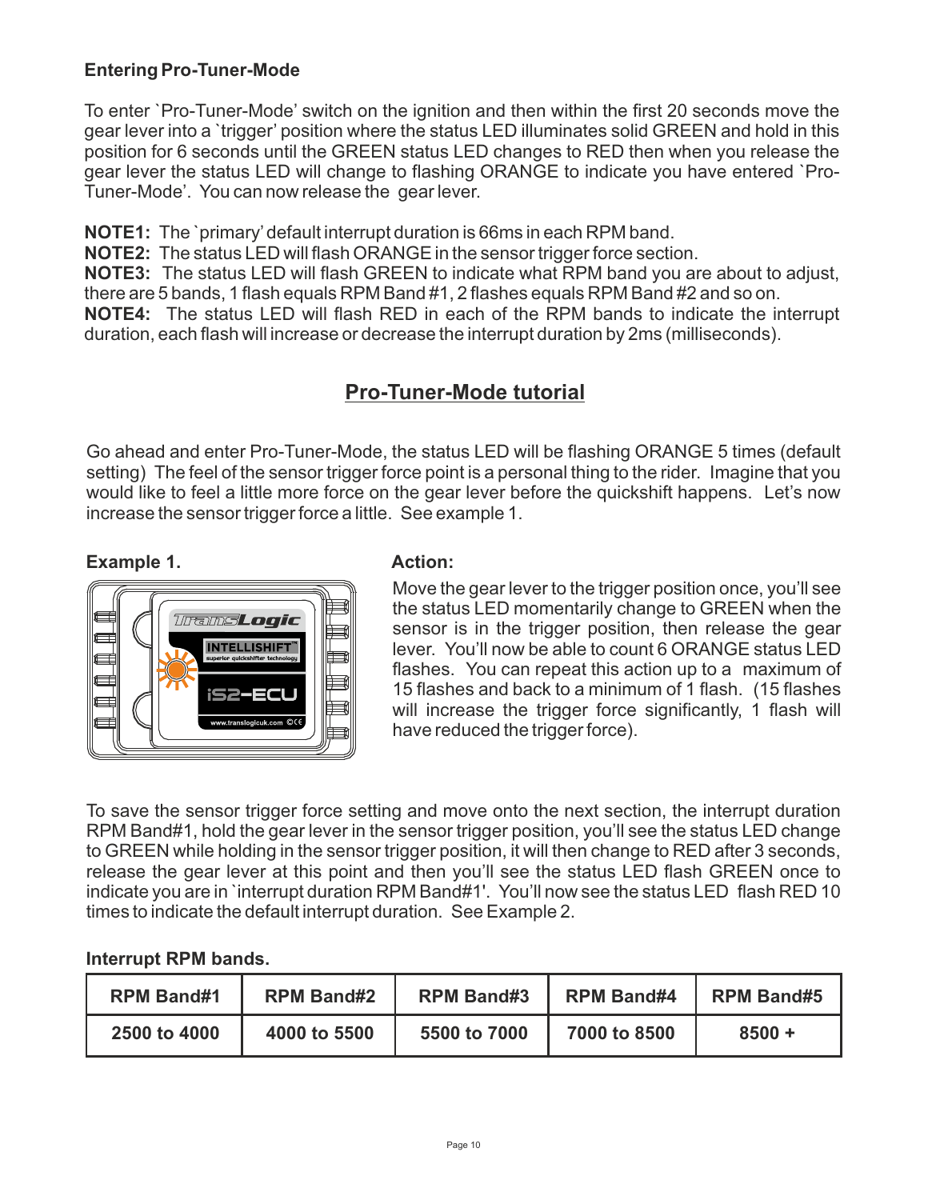### Entering Pro-Tuner-Mode

To enter `Pro-Tuner-Mode' switch on the ignition and then within the first 20 seconds move the gear lever into a `trigger' position where the status LED illuminates solid GREEN and hold in this position for 6 seconds until the GREEN status LED changes to RED then when you release the gear lever the status LED will change to flashing ORANGE to indicate you have entered `Pro-Tuner-Mode'. You can now release the gear lever.

**NOTE1:** The `primary' default interrupt duration is 66ms in each RPM band.
**NOTE2:** The status LED will flash ORANGE in the sensor trigger force section.
**NOTE3:** The status LED will flash GREEN to indicate what RPM band you are about to adjust, there are 5 bands, 1 flash equals RPM Band #1, 2 flashes equals RPM Band #2 and so on.
**NOTE4:** The status LED will flash RED in each of the RPM bands to indicate the interrupt duration, each flash will increase or decrease the interrupt duration by 2ms (milliseconds).

## Pro-Tuner-Mode tutorial

Go ahead and enter Pro-Tuner-Mode, the status LED will be flashing ORANGE 5 times (default setting) The feel of the sensor trigger force point is a personal thing to the rider. Imagine that you would like to feel a little more force on the gear lever before the quickshift happens. Let's now increase the sensor trigger force a little. See example 1.

**Example 1.**

**Action:**

Move the gear lever to the trigger position once, you'll see the status LED momentarily change to GREEN when the sensor is in the trigger position, then release the gear lever. You'll now be able to count 6 ORANGE status LED flashes. You can repeat this action up to a maximum of 15 flashes and back to a minimum of 1 flash. (15 flashes will increase the trigger force significantly, 1 flash will have reduced the trigger force).

To save the sensor trigger force setting and move onto the next section, the interrupt duration RPM Band#1, hold the gear lever in the sensor trigger position, you'll see the status LED change to GREEN while holding in the sensor trigger position, it will then change to RED after 3 seconds, release the gear lever at this point and then you'll see the status LED flash GREEN once to indicate you are in `interrupt duration RPM Band#1'. You'll now see the status LED flash RED 10 times to indicate the default interrupt duration. See Example 2.

**Interrupt RPM bands.**

| RPM Band#1 | RPM Band#2 | RPM Band#3 | RPM Band#4 | RPM Band#5 |
|---|---|---|---|---|
| 2500 to 4000 | 4000 to 5500 | 5500 to 7000 | 7000 to 8500 | 8500 + |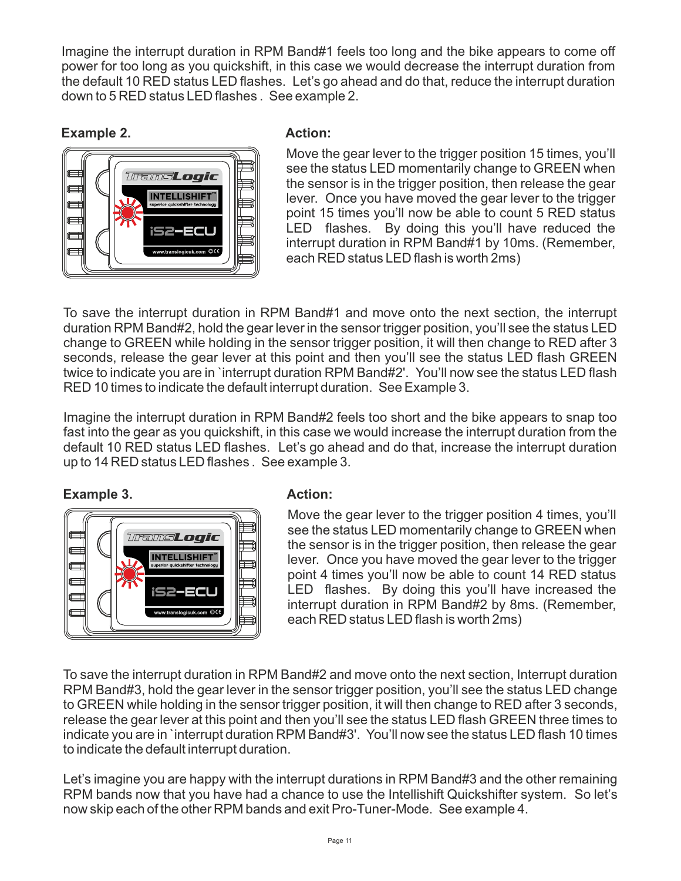Imagine the interrupt duration in RPM Band#1 feels too long and the bike appears to come off power for too long as you quickshift, in this case we would decrease the interrupt duration from the default 10 RED status LED flashes. Let's go ahead and do that, reduce the interrupt duration down to 5 RED status LED flashes . See example 2.

**Example 2.**

**Action:**

Move the gear lever to the trigger position 15 times, you'll see the status LED momentarily change to GREEN when the sensor is in the trigger position, then release the gear lever. Once you have moved the gear lever to the trigger point 15 times you'll now be able to count 5 RED status LED flashes. By doing this you'll have reduced the interrupt duration in RPM Band#1 by 10ms. (Remember, each RED status LED flash is worth 2ms)

To save the interrupt duration in RPM Band#1 and move onto the next section, the interrupt duration RPM Band#2, hold the gear lever in the sensor trigger position, you'll see the status LED change to GREEN while holding in the sensor trigger position, it will then change to RED after 3 seconds, release the gear lever at this point and then you'll see the status LED flash GREEN twice to indicate you are in `interrupt duration RPM Band#2'. You'll now see the status LED flash RED 10 times to indicate the default interrupt duration. See Example 3.

Imagine the interrupt duration in RPM Band#2 feels too short and the bike appears to snap too fast into the gear as you quickshift, in this case we would increase the interrupt duration from the default 10 RED status LED flashes. Let's go ahead and do that, increase the interrupt duration up to 14 RED status LED flashes . See example 3.

**Example 3.**

**Action:**

Move the gear lever to the trigger position 4 times, you'll see the status LED momentarily change to GREEN when the sensor is in the trigger position, then release the gear lever. Once you have moved the gear lever to the trigger point 4 times you'll now be able to count 14 RED status LED flashes. By doing this you'll have increased the interrupt duration in RPM Band#2 by 8ms. (Remember, each RED status LED flash is worth 2ms)

To save the interrupt duration in RPM Band#2 and move onto the next section, Interrupt duration RPM Band#3, hold the gear lever in the sensor trigger position, you'll see the status LED change to GREEN while holding in the sensor trigger position, it will then change to RED after 3 seconds, release the gear lever at this point and then you'll see the status LED flash GREEN three times to indicate you are in `interrupt duration RPM Band#3'. You'll now see the status LED flash 10 times to indicate the default interrupt duration.

Let's imagine you are happy with the interrupt durations in RPM Band#3 and the other remaining RPM bands now that you have had a chance to use the Intellishift Quickshifter system. So let's now skip each of the other RPM bands and exit Pro-Tuner-Mode. See example 4.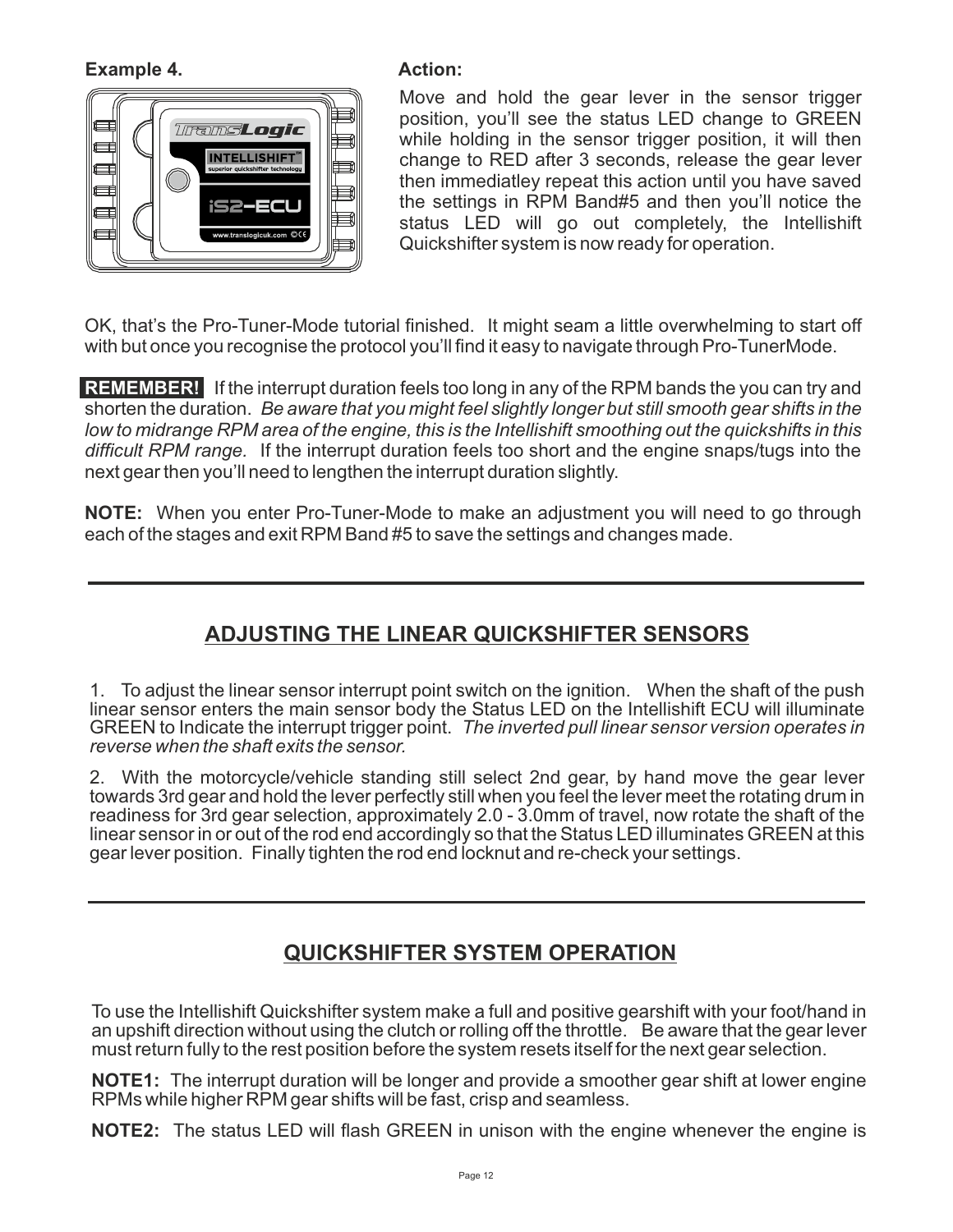**Example 4.**

**Action:**

Move and hold the gear lever in the sensor trigger position, you'll see the status LED change to GREEN while holding in the sensor trigger position, it will then change to RED after 3 seconds, release the gear lever then immediatley repeat this action until you have saved the settings in RPM Band#5 and then you'll notice the status LED will go out completely, the Intellishift Quickshifter system is now ready for operation.

OK, that's the Pro-Tuner-Mode tutorial finished. It might seam a little overwhelming to start off with but once you recognise the protocol you'll find it easy to navigate through Pro-TunerMode.

**REMEMBER!** If the interrupt duration feels too long in any of the RPM bands the you can try and shorten the duration. *Be aware that you might feel slightly longer but still smooth gear shifts in the low to midrange RPM area of the engine, this is the Intellishift smoothing out the quickshifts in this difficult RPM range.* If the interrupt duration feels too short and the engine snaps/tugs into the next gear then you'll need to lengthen the interrupt duration slightly.

**NOTE:** When you enter Pro-Tuner-Mode to make an adjustment you will need to go through each of the stages and exit RPM Band #5 to save the settings and changes made.

---

## ADJUSTING THE LINEAR QUICKSHIFTER SENSORS

1. To adjust the linear sensor interrupt point switch on the ignition. When the shaft of the push linear sensor enters the main sensor body the Status LED on the Intellishift ECU will illuminate GREEN to Indicate the interrupt trigger point. *The inverted pull linear sensor version operates in reverse when the shaft exits the sensor.*

2. With the motorcycle/vehicle standing still select 2nd gear, by hand move the gear lever towards 3rd gear and hold the lever perfectly still when you feel the lever meet the rotating drum in readiness for 3rd gear selection, approximately 2.0 - 3.0mm of travel, now rotate the shaft of the linear sensor in or out of the rod end accordingly so that the Status LED illuminates GREEN at this gear lever position. Finally tighten the rod end locknut and re-check your settings.

---

## QUICKSHIFTER SYSTEM OPERATION

To use the Intellishift Quickshifter system make a full and positive gearshift with your foot/hand in an upshift direction without using the clutch or rolling off the throttle. Be aware that the gear lever must return fully to the rest position before the system resets itself for the next gear selection.

**NOTE1:** The interrupt duration will be longer and provide a smoother gear shift at lower engine RPMs while higher RPM gear shifts will be fast, crisp and seamless.

**NOTE2:** The status LED will flash GREEN in unison with the engine whenever the engine is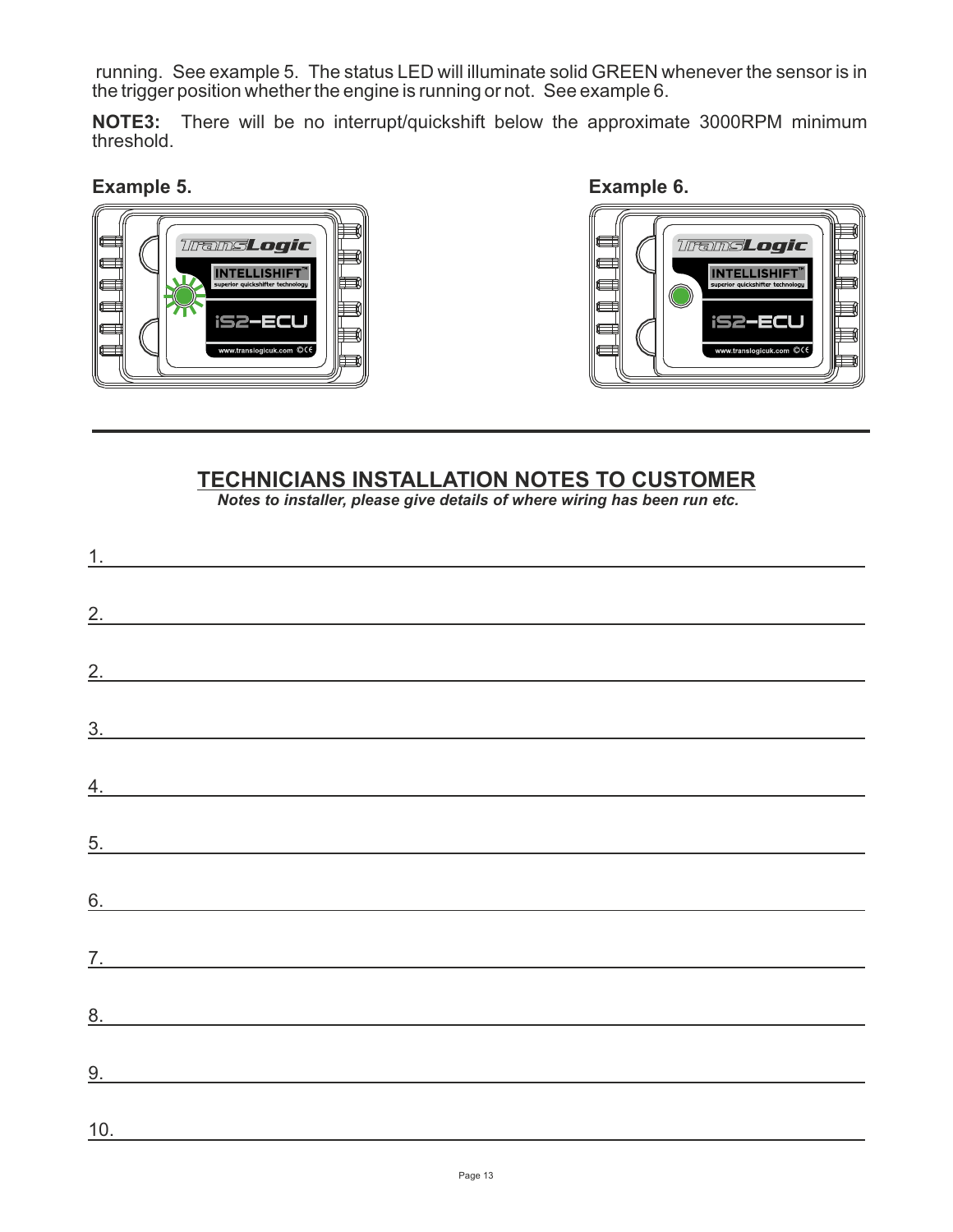running. See example 5. The status LED will illuminate solid GREEN whenever the sensor is in the trigger position whether the engine is running or not. See example 6.

**NOTE3:** There will be no interrupt/quickshift below the approximate 3000RPM minimum threshold.

**Example 5.**

**Example 6.**

---

## TECHNICIANS INSTALLATION NOTES TO CUSTOMER

***Notes to installer, please give details of where wiring has been run etc.***

1. ______________________________

2. ______________________________

2. ______________________________

3. ______________________________

4. ______________________________

5. ______________________________

6. ______________________________

7. ______________________________

8. ______________________________

9. ______________________________

10. ______________________________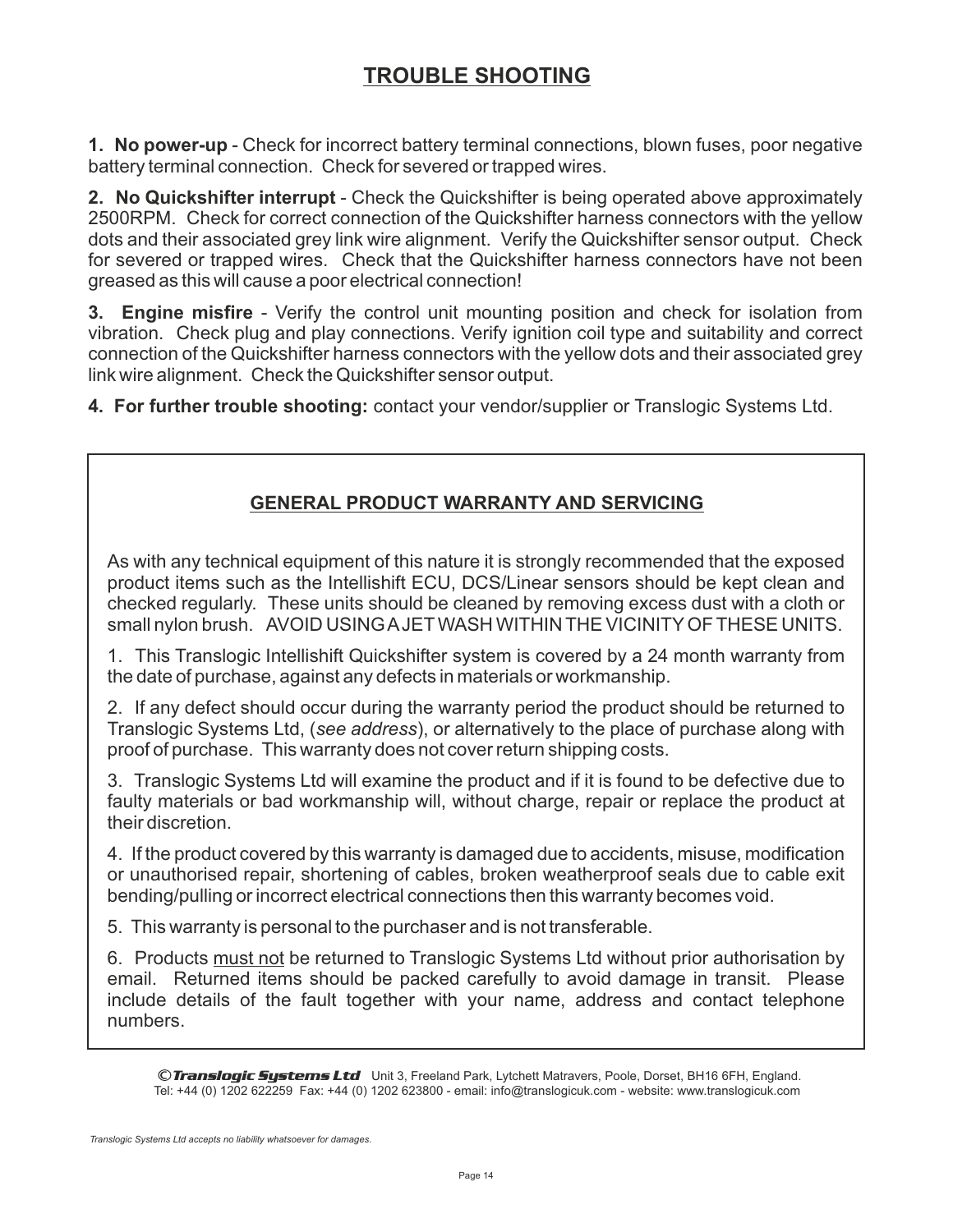# TROUBLE SHOOTING

**1. No power-up** - Check for incorrect battery terminal connections, blown fuses, poor negative battery terminal connection. Check for severed or trapped wires.

**2. No Quickshifter interrupt** - Check the Quickshifter is being operated above approximately 2500RPM. Check for correct connection of the Quickshifter harness connectors with the yellow dots and their associated grey link wire alignment. Verify the Quickshifter sensor output. Check for severed or trapped wires. Check that the Quickshifter harness connectors have not been greased as this will cause a poor electrical connection!

**3. Engine misfire** - Verify the control unit mounting position and check for isolation from vibration. Check plug and play connections. Verify ignition coil type and suitability and correct connection of the Quickshifter harness connectors with the yellow dots and their associated grey link wire alignment. Check the Quickshifter sensor output.

**4. For further trouble shooting:** contact your vendor/supplier or Translogic Systems Ltd.

## GENERAL PRODUCT WARRANTY AND SERVICING

As with any technical equipment of this nature it is strongly recommended that the exposed product items such as the Intellishift ECU, DCS/Linear sensors should be kept clean and checked regularly. These units should be cleaned by removing excess dust with a cloth or small nylon brush. AVOID USING A JET WASH WITHIN THE VICINITY OF THESE UNITS.

1. This Translogic Intellishift Quickshifter system is covered by a 24 month warranty from the date of purchase, against any defects in materials or workmanship.

2. If any defect should occur during the warranty period the product should be returned to Translogic Systems Ltd, (*see address*), or alternatively to the place of purchase along with proof of purchase. This warranty does not cover return shipping costs.

3. Translogic Systems Ltd will examine the product and if it is found to be defective due to faulty materials or bad workmanship will, without charge, repair or replace the product at their discretion.

4. If the product covered by this warranty is damaged due to accidents, misuse, modification or unauthorised repair, shortening of cables, broken weatherproof seals due to cable exit bending/pulling or incorrect electrical connections then this warranty becomes void.

5. This warranty is personal to the purchaser and is not transferable.

6. Products <u>must not</u> be returned to Translogic Systems Ltd without prior authorisation by email. Returned items should be packed carefully to avoid damage in transit. Please include details of the fault together with your name, address and contact telephone numbers.

***©Translogic Systems Ltd*** Unit 3, Freeland Park, Lytchett Matravers, Poole, Dorset, BH16 6FH, England.
Tel: +44 (0) 1202 622259 Fax: +44 (0) 1202 623800 - email: info@translogicuk.com - website: www.translogicuk.com

*Translogic Systems Ltd accepts no liability whatsoever for damages.*